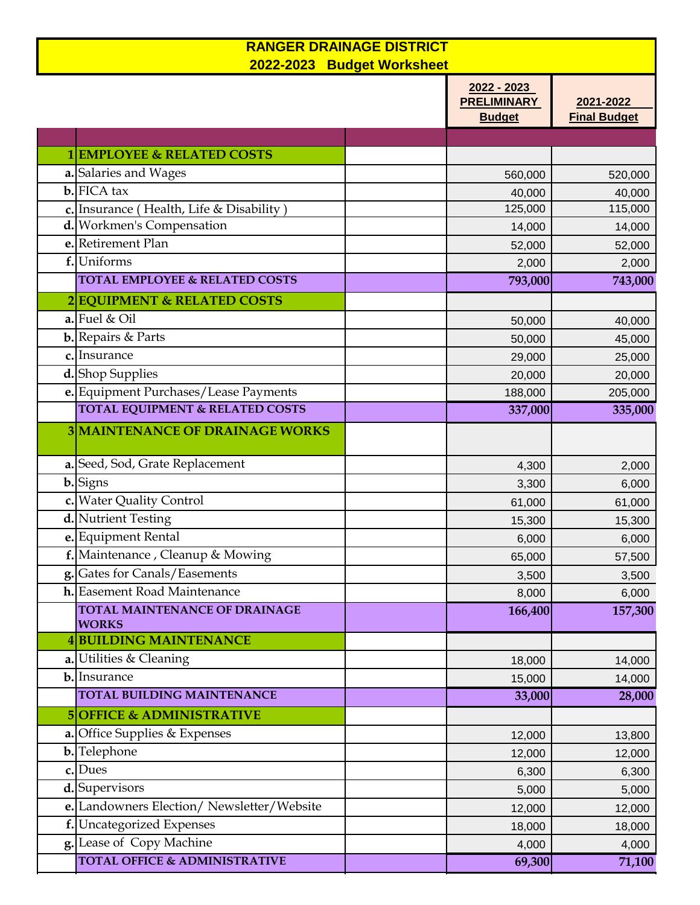**RANGER DRAINAGE DISTRICT**
**2022-2023 Budget Worksheet**

| | | | 2022 - 2023 PRELIMINARY Budget | 2021-2022 Final Budget |
|---|---|---|---|---|
| **1** | **EMPLOYEE & RELATED COSTS** | | | |
| **a.** | Salaries and Wages | | 560,000 | 520,000 |
| **b.** | FICA tax | | 40,000 | 40,000 |
| **c.** | Insurance ( Health, Life & Disability ) | | 125,000 | 115,000 |
| **d.** | Workmen's Compensation | | 14,000 | 14,000 |
| **e.** | Retirement Plan | | 52,000 | 52,000 |
| **f.** | Uniforms | | 2,000 | 2,000 |
| | **TOTAL EMPLOYEE & RELATED COSTS** | | **793,000** | **743,000** |
| **2** | **EQUIPMENT & RELATED COSTS** | | | |
| **a.** | Fuel & Oil | | 50,000 | 40,000 |
| **b.** | Repairs & Parts | | 50,000 | 45,000 |
| **c.** | Insurance | | 29,000 | 25,000 |
| **d.** | Shop Supplies | | 20,000 | 20,000 |
| **e.** | Equipment Purchases/Lease Payments | | 188,000 | 205,000 |
| | **TOTAL EQUIPMENT & RELATED COSTS** | | **337,000** | **335,000** |
| **3** | **MAINTENANCE OF DRAINAGE WORKS** | | | |
| **a.** | Seed, Sod, Grate Replacement | | 4,300 | 2,000 |
| **b.** | Signs | | 3,300 | 6,000 |
| **c.** | Water Quality Control | | 61,000 | 61,000 |
| **d.** | Nutrient Testing | | 15,300 | 15,300 |
| **e.** | Equipment Rental | | 6,000 | 6,000 |
| **f.** | Maintenance , Cleanup & Mowing | | 65,000 | 57,500 |
| **g.** | Gates for Canals/Easements | | 3,500 | 3,500 |
| **h.** | Easement Road Maintenance | | 8,000 | 6,000 |
| | **TOTAL MAINTENANCE OF DRAINAGE WORKS** | | **166,400** | **157,300** |
| **4** | **BUILDING MAINTENANCE** | | | |
| **a.** | Utilities & Cleaning | | 18,000 | 14,000 |
| **b.** | Insurance | | 15,000 | 14,000 |
| | **TOTAL BUILDING MAINTENANCE** | | **33,000** | **28,000** |
| **5** | **OFFICE & ADMINISTRATIVE** | | | |
| **a.** | Office Supplies & Expenses | | 12,000 | 13,800 |
| **b.** | Telephone | | 12,000 | 12,000 |
| **c.** | Dues | | 6,300 | 6,300 |
| **d.** | Supervisors | | 5,000 | 5,000 |
| **e.** | Landowners Election/ Newsletter/Website | | 12,000 | 12,000 |
| **f.** | Uncategorized Expenses | | 18,000 | 18,000 |
| **g.** | Lease of Copy Machine | | 4,000 | 4,000 |
| | **TOTAL OFFICE & ADMINISTRATIVE** | | **69,300** | **71,100** |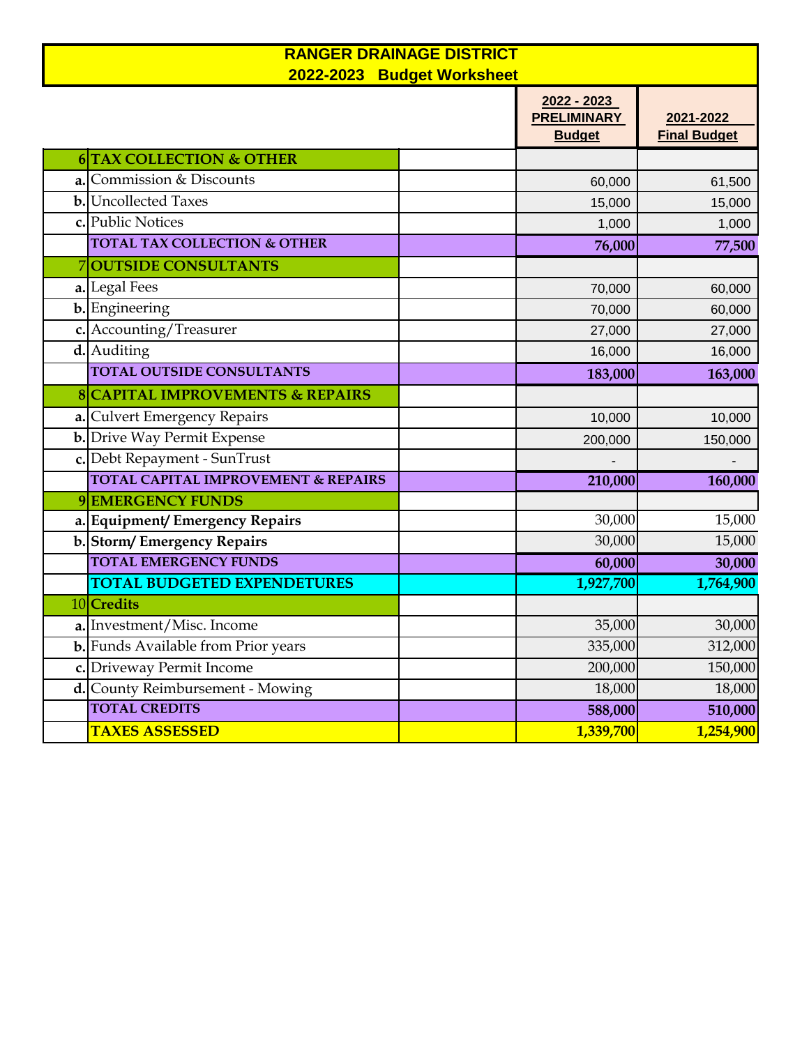# RANGER DRAINAGE DISTRICT
## 2022-2023 Budget Worksheet

| | | | 2022 - 2023 PRELIMINARY Budget | 2021-2022 Final Budget |
|---|---|---|---|---|
| 6 | TAX COLLECTION & OTHER | | | |
| a. | Commission & Discounts | | 60,000 | 61,500 |
| b. | Uncollected Taxes | | 15,000 | 15,000 |
| c. | Public Notices | | 1,000 | 1,000 |
| | TOTAL TAX COLLECTION & OTHER | | 76,000 | 77,500 |
| 7 | OUTSIDE CONSULTANTS | | | |
| a. | Legal Fees | | 70,000 | 60,000 |
| b. | Engineering | | 70,000 | 60,000 |
| c. | Accounting/Treasurer | | 27,000 | 27,000 |
| d. | Auditing | | 16,000 | 16,000 |
| | TOTAL OUTSIDE CONSULTANTS | | 183,000 | 163,000 |
| 8 | CAPITAL IMPROVEMENTS & REPAIRS | | | |
| a. | Culvert Emergency Repairs | | 10,000 | 10,000 |
| b. | Drive Way Permit Expense | | 200,000 | 150,000 |
| c. | Debt Repayment - SunTrust | | - | - |
| | TOTAL CAPITAL IMPROVEMENT & REPAIRS | | 210,000 | 160,000 |
| 9 | EMERGENCY FUNDS | | | |
| a. | **Equipment/ Emergency Repairs** | | 30,000 | 15,000 |
| b. | **Storm/ Emergency Repairs** | | 30,000 | 15,000 |
| | TOTAL EMERGENCY FUNDS | | 60,000 | 30,000 |
| | TOTAL BUDGETED EXPENDETURES | | 1,927,700 | 1,764,900 |
| 10 | Credits | | | |
| a. | Investment/Misc. Income | | 35,000 | 30,000 |
| b. | Funds Available from Prior years | | 335,000 | 312,000 |
| c. | Driveway Permit Income | | 200,000 | 150,000 |
| d. | County Reimbursement - Mowing | | 18,000 | 18,000 |
| | TOTAL CREDITS | | 588,000 | 510,000 |
| | TAXES ASSESSED | | 1,339,700 | 1,254,900 |